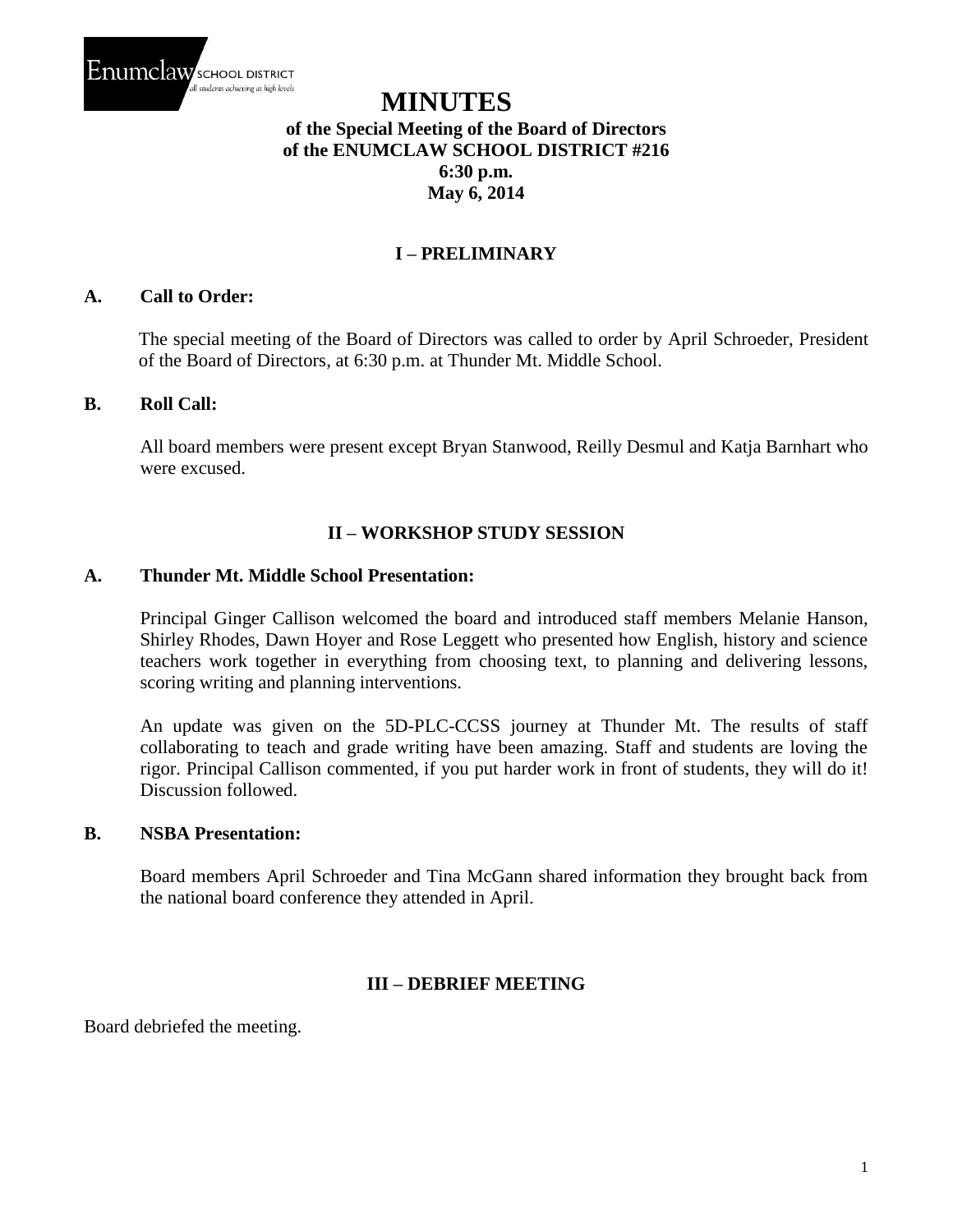Enumclaw SCHOOL DISTRICT
*all students achieving at high levels*

# MINUTES

**of the Special Meeting of the Board of Directors**
**of the ENUMCLAW SCHOOL DISTRICT #216**
**6:30 p.m.**
**May 6, 2014**

## I – PRELIMINARY

### A. Call to Order:

The special meeting of the Board of Directors was called to order by April Schroeder, President of the Board of Directors, at 6:30 p.m. at Thunder Mt. Middle School.

### B. Roll Call:

All board members were present except Bryan Stanwood, Reilly Desmul and Katja Barnhart who were excused.

## II – WORKSHOP STUDY SESSION

### A. Thunder Mt. Middle School Presentation:

Principal Ginger Callison welcomed the board and introduced staff members Melanie Hanson, Shirley Rhodes, Dawn Hoyer and Rose Leggett who presented how English, history and science teachers work together in everything from choosing text, to planning and delivering lessons, scoring writing and planning interventions.

An update was given on the 5D-PLC-CCSS journey at Thunder Mt. The results of staff collaborating to teach and grade writing have been amazing. Staff and students are loving the rigor. Principal Callison commented, if you put harder work in front of students, they will do it! Discussion followed.

### B. NSBA Presentation:

Board members April Schroeder and Tina McGann shared information they brought back from the national board conference they attended in April.

## III – DEBRIEF MEETING

Board debriefed the meeting.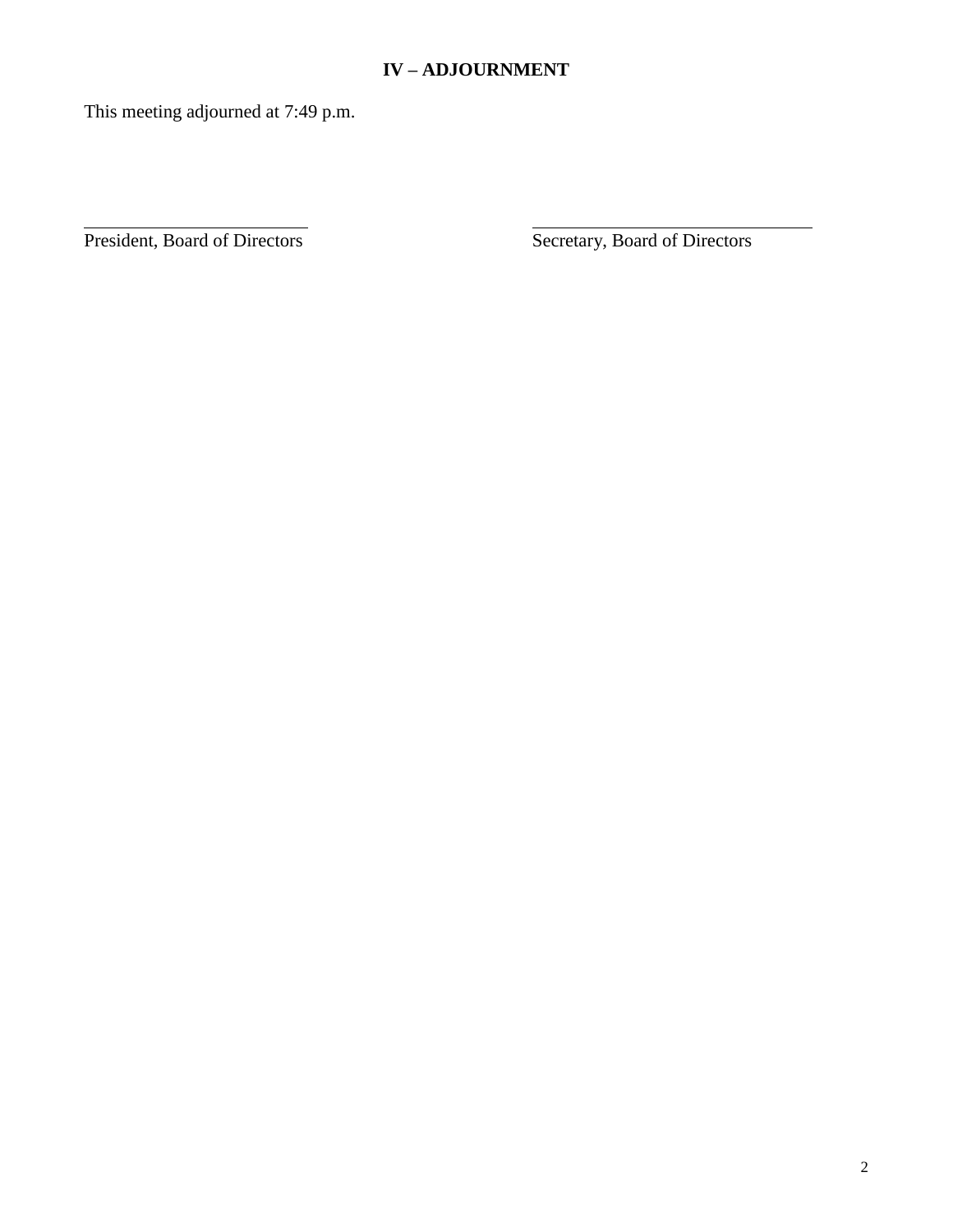## IV – ADJOURNMENT

This meeting adjourned at 7:49 p.m.

\_\_\_\_\_\_\_\_\_\_\_\_\_\_\_\_\_\_\_\_\_\_\_\_\_\_\_\_

President, Board of Directors

\_\_\_\_\_\_\_\_\_\_\_\_\_\_\_\_\_\_\_\_\_\_\_\_\_\_\_\_

Secretary, Board of Directors